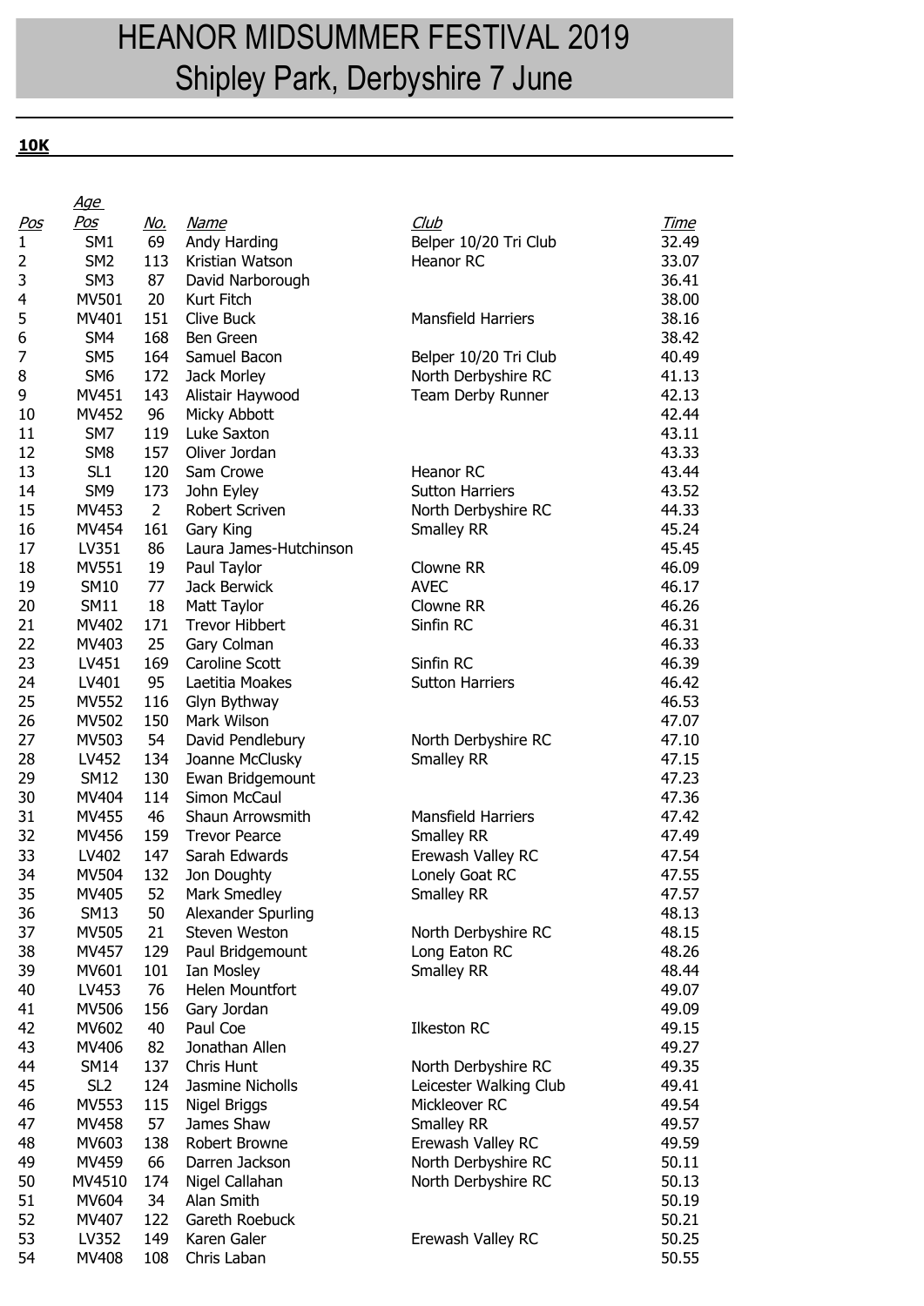# HEANOR MIDSUMMER FESTIVAL 2019
## Shipley Park, Derbyshire 7 June

**10K**

| Pos | Age Pos | No. | Name | Club | Time |
|---|---|---|---|---|---|
| 1 | SM1 | 69 | Andy Harding | Belper 10/20 Tri Club | 32.49 |
| 2 | SM2 | 113 | Kristian Watson | Heanor RC | 33.07 |
| 3 | SM3 | 87 | David Narborough | | 36.41 |
| 4 | MV501 | 20 | Kurt Fitch | | 38.00 |
| 5 | MV401 | 151 | Clive Buck | Mansfield Harriers | 38.16 |
| 6 | SM4 | 168 | Ben Green | | 38.42 |
| 7 | SM5 | 164 | Samuel Bacon | Belper 10/20 Tri Club | 40.49 |
| 8 | SM6 | 172 | Jack Morley | North Derbyshire RC | 41.13 |
| 9 | MV451 | 143 | Alistair Haywood | Team Derby Runner | 42.13 |
| 10 | MV452 | 96 | Micky Abbott | | 42.44 |
| 11 | SM7 | 119 | Luke Saxton | | 43.11 |
| 12 | SM8 | 157 | Oliver Jordan | | 43.33 |
| 13 | SL1 | 120 | Sam Crowe | Heanor RC | 43.44 |
| 14 | SM9 | 173 | John Eyley | Sutton Harriers | 43.52 |
| 15 | MV453 | 2 | Robert Scriven | North Derbyshire RC | 44.33 |
| 16 | MV454 | 161 | Gary King | Smalley RR | 45.24 |
| 17 | LV351 | 86 | Laura James-Hutchinson | | 45.45 |
| 18 | MV551 | 19 | Paul Taylor | Clowne RR | 46.09 |
| 19 | SM10 | 77 | Jack Berwick | AVEC | 46.17 |
| 20 | SM11 | 18 | Matt Taylor | Clowne RR | 46.26 |
| 21 | MV402 | 171 | Trevor Hibbert | Sinfin RC | 46.31 |
| 22 | MV403 | 25 | Gary Colman | | 46.33 |
| 23 | LV451 | 169 | Caroline Scott | Sinfin RC | 46.39 |
| 24 | LV401 | 95 | Laetitia Moakes | Sutton Harriers | 46.42 |
| 25 | MV552 | 116 | Glyn Bythway | | 46.53 |
| 26 | MV502 | 150 | Mark Wilson | | 47.07 |
| 27 | MV503 | 54 | David Pendlebury | North Derbyshire RC | 47.10 |
| 28 | LV452 | 134 | Joanne McClusky | Smalley RR | 47.15 |
| 29 | SM12 | 130 | Ewan Bridgemount | | 47.23 |
| 30 | MV404 | 114 | Simon McCaul | | 47.36 |
| 31 | MV455 | 46 | Shaun Arrowsmith | Mansfield Harriers | 47.42 |
| 32 | MV456 | 159 | Trevor Pearce | Smalley RR | 47.49 |
| 33 | LV402 | 147 | Sarah Edwards | Erewash Valley RC | 47.54 |
| 34 | MV504 | 132 | Jon Doughty | Lonely Goat RC | 47.55 |
| 35 | MV405 | 52 | Mark Smedley | Smalley RR | 47.57 |
| 36 | SM13 | 50 | Alexander Spurling | | 48.13 |
| 37 | MV505 | 21 | Steven Weston | North Derbyshire RC | 48.15 |
| 38 | MV457 | 129 | Paul Bridgemount | Long Eaton RC | 48.26 |
| 39 | MV601 | 101 | Ian Mosley | Smalley RR | 48.44 |
| 40 | LV453 | 76 | Helen Mountfort | | 49.07 |
| 41 | MV506 | 156 | Gary Jordan | | 49.09 |
| 42 | MV602 | 40 | Paul Coe | Ilkeston RC | 49.15 |
| 43 | MV406 | 82 | Jonathan Allen | | 49.27 |
| 44 | SM14 | 137 | Chris Hunt | North Derbyshire RC | 49.35 |
| 45 | SL2 | 124 | Jasmine Nicholls | Leicester Walking Club | 49.41 |
| 46 | MV553 | 115 | Nigel Briggs | Mickleover RC | 49.54 |
| 47 | MV458 | 57 | James Shaw | Smalley RR | 49.57 |
| 48 | MV603 | 138 | Robert Browne | Erewash Valley RC | 49.59 |
| 49 | MV459 | 66 | Darren Jackson | North Derbyshire RC | 50.11 |
| 50 | MV4510 | 174 | Nigel Callahan | North Derbyshire RC | 50.13 |
| 51 | MV604 | 34 | Alan Smith | | 50.19 |
| 52 | MV407 | 122 | Gareth Roebuck | | 50.21 |
| 53 | LV352 | 149 | Karen Galer | Erewash Valley RC | 50.25 |
| 54 | MV408 | 108 | Chris Laban | | 50.55 |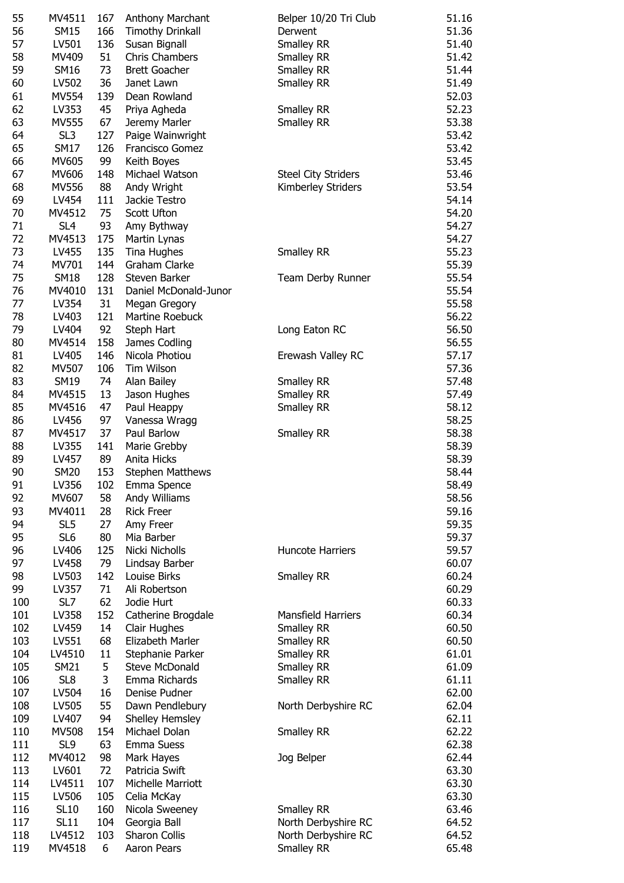| | | | | | |
|---|---|---|---|---|---|
| 55 | MV4511 | 167 | Anthony Marchant | Belper 10/20 Tri Club | 51.16 |
| 56 | SM15 | 166 | Timothy Drinkall | Derwent | 51.36 |
| 57 | LV501 | 136 | Susan Bignall | Smalley RR | 51.40 |
| 58 | MV409 | 51 | Chris Chambers | Smalley RR | 51.42 |
| 59 | SM16 | 73 | Brett Goacher | Smalley RR | 51.44 |
| 60 | LV502 | 36 | Janet Lawn | Smalley RR | 51.49 |
| 61 | MV554 | 139 | Dean Rowland | | 52.03 |
| 62 | LV353 | 45 | Priya Agheda | Smalley RR | 52.23 |
| 63 | MV555 | 67 | Jeremy Marler | Smalley RR | 53.38 |
| 64 | SL3 | 127 | Paige Wainwright | | 53.42 |
| 65 | SM17 | 126 | Francisco Gomez | | 53.42 |
| 66 | MV605 | 99 | Keith Boyes | | 53.45 |
| 67 | MV606 | 148 | Michael Watson | Steel City Striders | 53.46 |
| 68 | MV556 | 88 | Andy Wright | Kimberley Striders | 53.54 |
| 69 | LV454 | 111 | Jackie Testro | | 54.14 |
| 70 | MV4512 | 75 | Scott Ufton | | 54.20 |
| 71 | SL4 | 93 | Amy Bythway | | 54.27 |
| 72 | MV4513 | 175 | Martin Lynas | | 54.27 |
| 73 | LV455 | 135 | Tina Hughes | Smalley RR | 55.23 |
| 74 | MV701 | 144 | Graham Clarke | | 55.39 |
| 75 | SM18 | 128 | Steven Barker | Team Derby Runner | 55.54 |
| 76 | MV4010 | 131 | Daniel McDonald-Junor | | 55.54 |
| 77 | LV354 | 31 | Megan Gregory | | 55.58 |
| 78 | LV403 | 121 | Martine Roebuck | | 56.22 |
| 79 | LV404 | 92 | Steph Hart | Long Eaton RC | 56.50 |
| 80 | MV4514 | 158 | James Codling | | 56.55 |
| 81 | LV405 | 146 | Nicola Photiou | Erewash Valley RC | 57.17 |
| 82 | MV507 | 106 | Tim Wilson | | 57.36 |
| 83 | SM19 | 74 | Alan Bailey | Smalley RR | 57.48 |
| 84 | MV4515 | 13 | Jason Hughes | Smalley RR | 57.49 |
| 85 | MV4516 | 47 | Paul Heappy | Smalley RR | 58.12 |
| 86 | LV456 | 97 | Vanessa Wragg | | 58.25 |
| 87 | MV4517 | 37 | Paul Barlow | Smalley RR | 58.38 |
| 88 | LV355 | 141 | Marie Grebby | | 58.39 |
| 89 | LV457 | 89 | Anita Hicks | | 58.39 |
| 90 | SM20 | 153 | Stephen Matthews | | 58.44 |
| 91 | LV356 | 102 | Emma Spence | | 58.49 |
| 92 | MV607 | 58 | Andy Williams | | 58.56 |
| 93 | MV4011 | 28 | Rick Freer | | 59.16 |
| 94 | SL5 | 27 | Amy Freer | | 59.35 |
| 95 | SL6 | 80 | Mia Barber | | 59.37 |
| 96 | LV406 | 125 | Nicki Nicholls | Huncote Harriers | 59.57 |
| 97 | LV458 | 79 | Lindsay Barber | | 60.07 |
| 98 | LV503 | 142 | Louise Birks | Smalley RR | 60.24 |
| 99 | LV357 | 71 | Ali Robertson | | 60.29 |
| 100 | SL7 | 62 | Jodie Hurt | | 60.33 |
| 101 | LV358 | 152 | Catherine Brogdale | Mansfield Harriers | 60.34 |
| 102 | LV459 | 14 | Clair Hughes | Smalley RR | 60.50 |
| 103 | LV551 | 68 | Elizabeth Marler | Smalley RR | 60.50 |
| 104 | LV4510 | 11 | Stephanie Parker | Smalley RR | 61.01 |
| 105 | SM21 | 5 | Steve McDonald | Smalley RR | 61.09 |
| 106 | SL8 | 3 | Emma Richards | Smalley RR | 61.11 |
| 107 | LV504 | 16 | Denise Pudner | | 62.00 |
| 108 | LV505 | 55 | Dawn Pendlebury | North Derbyshire RC | 62.04 |
| 109 | LV407 | 94 | Shelley Hemsley | | 62.11 |
| 110 | MV508 | 154 | Michael Dolan | Smalley RR | 62.22 |
| 111 | SL9 | 63 | Emma Suess | | 62.38 |
| 112 | MV4012 | 98 | Mark Hayes | Jog Belper | 62.44 |
| 113 | LV601 | 72 | Patricia Swift | | 63.30 |
| 114 | LV4511 | 107 | Michelle Marriott | | 63.30 |
| 115 | LV506 | 105 | Celia McKay | | 63.30 |
| 116 | SL10 | 160 | Nicola Sweeney | Smalley RR | 63.46 |
| 117 | SL11 | 104 | Georgia Ball | North Derbyshire RC | 64.52 |
| 118 | LV4512 | 103 | Sharon Collis | North Derbyshire RC | 64.52 |
| 119 | MV4518 | 6 | Aaron Pears | Smalley RR | 65.48 |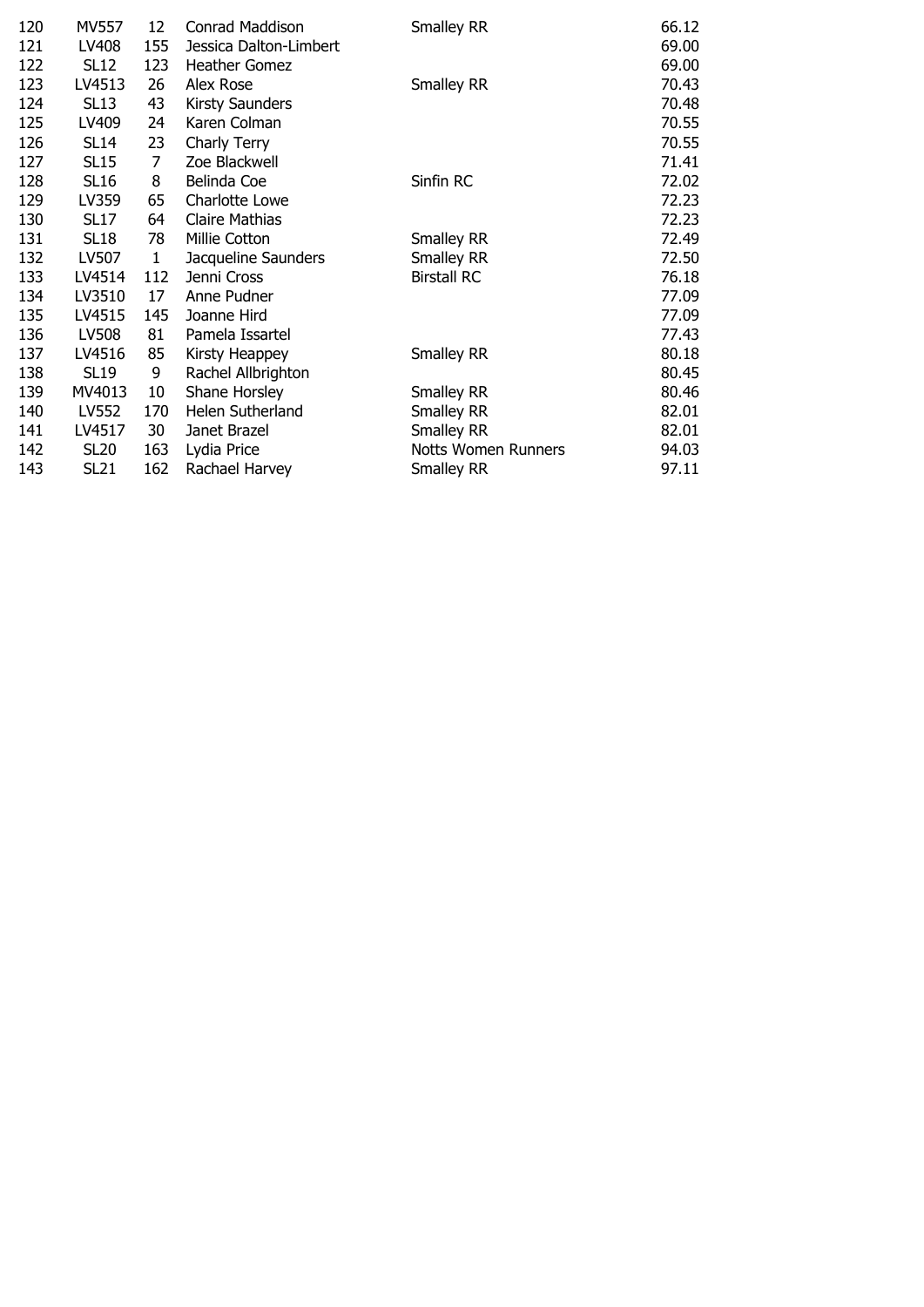| | | | | | |
|---|---|---|---|---|---|
| 120 | MV557 | 12 | Conrad Maddison | Smalley RR | 66.12 |
| 121 | LV408 | 155 | Jessica Dalton-Limbert | | 69.00 |
| 122 | SL12 | 123 | Heather Gomez | | 69.00 |
| 123 | LV4513 | 26 | Alex Rose | Smalley RR | 70.43 |
| 124 | SL13 | 43 | Kirsty Saunders | | 70.48 |
| 125 | LV409 | 24 | Karen Colman | | 70.55 |
| 126 | SL14 | 23 | Charly Terry | | 70.55 |
| 127 | SL15 | 7 | Zoe Blackwell | | 71.41 |
| 128 | SL16 | 8 | Belinda Coe | Sinfin RC | 72.02 |
| 129 | LV359 | 65 | Charlotte Lowe | | 72.23 |
| 130 | SL17 | 64 | Claire Mathias | | 72.23 |
| 131 | SL18 | 78 | Millie Cotton | Smalley RR | 72.49 |
| 132 | LV507 | 1 | Jacqueline Saunders | Smalley RR | 72.50 |
| 133 | LV4514 | 112 | Jenni Cross | Birstall RC | 76.18 |
| 134 | LV3510 | 17 | Anne Pudner | | 77.09 |
| 135 | LV4515 | 145 | Joanne Hird | | 77.09 |
| 136 | LV508 | 81 | Pamela Issartel | | 77.43 |
| 137 | LV4516 | 85 | Kirsty Heappey | Smalley RR | 80.18 |
| 138 | SL19 | 9 | Rachel Allbrighton | | 80.45 |
| 139 | MV4013 | 10 | Shane Horsley | Smalley RR | 80.46 |
| 140 | LV552 | 170 | Helen Sutherland | Smalley RR | 82.01 |
| 141 | LV4517 | 30 | Janet Brazel | Smalley RR | 82.01 |
| 142 | SL20 | 163 | Lydia Price | Notts Women Runners | 94.03 |
| 143 | SL21 | 162 | Rachael Harvey | Smalley RR | 97.11 |